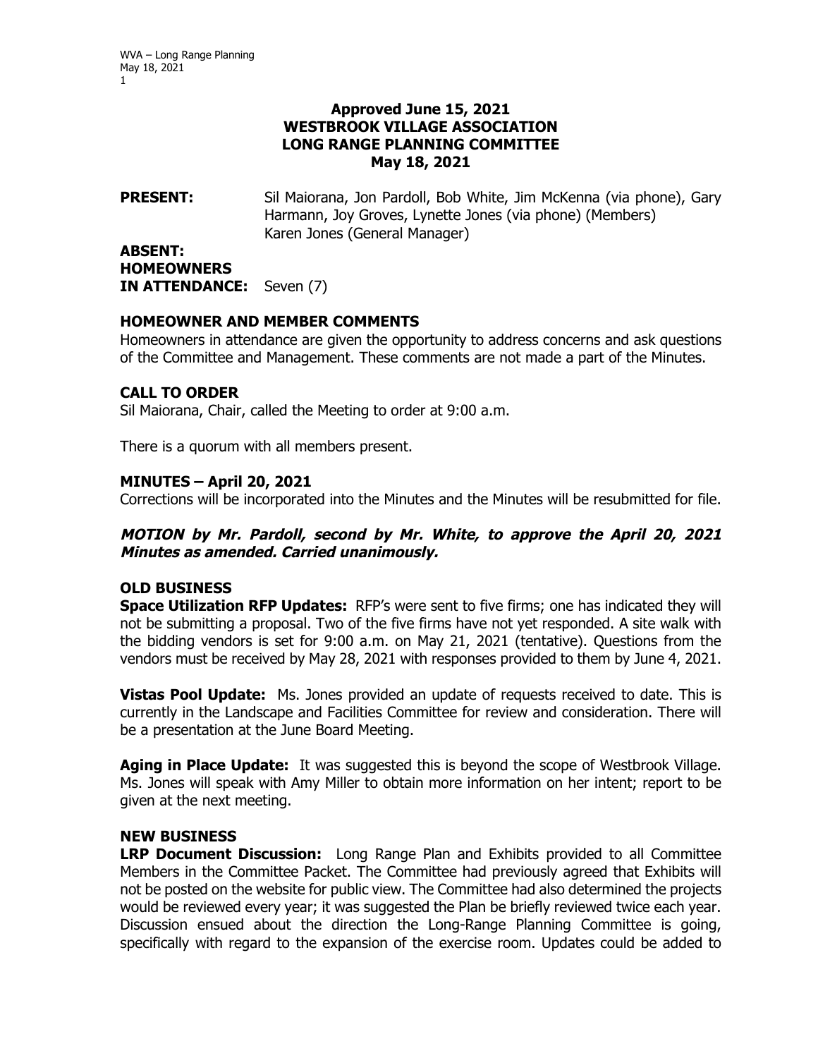**Approved June 15, 2021**
**WESTBROOK VILLAGE ASSOCIATION**
**LONG RANGE PLANNING COMMITTEE**
**May 18, 2021**

**PRESENT:** Sil Maiorana, Jon Pardoll, Bob White, Jim McKenna (via phone), Gary Harmann, Joy Groves, Lynette Jones (via phone) (Members)
Karen Jones (General Manager)

**ABSENT:**

**HOMEOWNERS IN ATTENDANCE:** Seven (7)

## HOMEOWNER AND MEMBER COMMENTS

Homeowners in attendance are given the opportunity to address concerns and ask questions of the Committee and Management. These comments are not made a part of the Minutes.

## CALL TO ORDER

Sil Maiorana, Chair, called the Meeting to order at 9:00 a.m.

There is a quorum with all members present.

## MINUTES – April 20, 2021

Corrections will be incorporated into the Minutes and the Minutes will be resubmitted for file.

***MOTION by Mr. Pardoll, second by Mr. White, to approve the April 20, 2021 Minutes as amended. Carried unanimously.***

## OLD BUSINESS

**Space Utilization RFP Updates:** RFP's were sent to five firms; one has indicated they will not be submitting a proposal. Two of the five firms have not yet responded. A site walk with the bidding vendors is set for 9:00 a.m. on May 21, 2021 (tentative). Questions from the vendors must be received by May 28, 2021 with responses provided to them by June 4, 2021.

**Vistas Pool Update:** Ms. Jones provided an update of requests received to date. This is currently in the Landscape and Facilities Committee for review and consideration. There will be a presentation at the June Board Meeting.

**Aging in Place Update:** It was suggested this is beyond the scope of Westbrook Village. Ms. Jones will speak with Amy Miller to obtain more information on her intent; report to be given at the next meeting.

## NEW BUSINESS

**LRP Document Discussion:** Long Range Plan and Exhibits provided to all Committee Members in the Committee Packet. The Committee had previously agreed that Exhibits will not be posted on the website for public view. The Committee had also determined the projects would be reviewed every year; it was suggested the Plan be briefly reviewed twice each year. Discussion ensued about the direction the Long-Range Planning Committee is going, specifically with regard to the expansion of the exercise room. Updates could be added to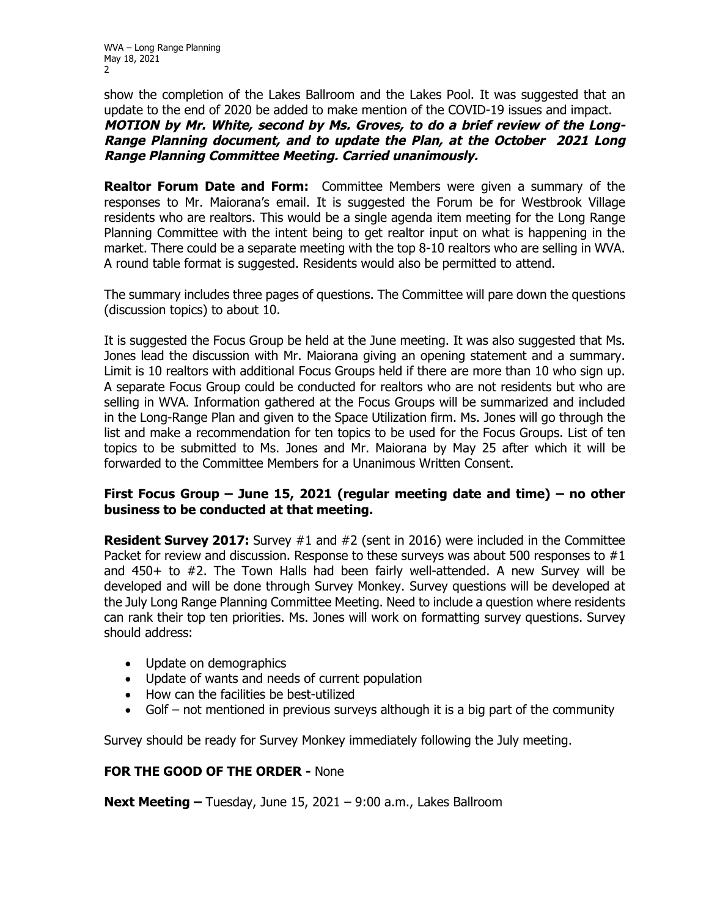show the completion of the Lakes Ballroom and the Lakes Pool. It was suggested that an update to the end of 2020 be added to make mention of the COVID-19 issues and impact. ***MOTION by Mr. White, second by Ms. Groves, to do a brief review of the Long-Range Planning document, and to update the Plan, at the October 2021 Long Range Planning Committee Meeting. Carried unanimously.***

**Realtor Forum Date and Form:** Committee Members were given a summary of the responses to Mr. Maiorana's email. It is suggested the Forum be for Westbrook Village residents who are realtors. This would be a single agenda item meeting for the Long Range Planning Committee with the intent being to get realtor input on what is happening in the market. There could be a separate meeting with the top 8-10 realtors who are selling in WVA. A round table format is suggested. Residents would also be permitted to attend.

The summary includes three pages of questions. The Committee will pare down the questions (discussion topics) to about 10.

It is suggested the Focus Group be held at the June meeting. It was also suggested that Ms. Jones lead the discussion with Mr. Maiorana giving an opening statement and a summary. Limit is 10 realtors with additional Focus Groups held if there are more than 10 who sign up. A separate Focus Group could be conducted for realtors who are not residents but who are selling in WVA. Information gathered at the Focus Groups will be summarized and included in the Long-Range Plan and given to the Space Utilization firm. Ms. Jones will go through the list and make a recommendation for ten topics to be used for the Focus Groups. List of ten topics to be submitted to Ms. Jones and Mr. Maiorana by May 25 after which it will be forwarded to the Committee Members for a Unanimous Written Consent.

**First Focus Group – June 15, 2021 (regular meeting date and time) – no other business to be conducted at that meeting.**

**Resident Survey 2017:** Survey #1 and #2 (sent in 2016) were included in the Committee Packet for review and discussion. Response to these surveys was about 500 responses to #1 and 450+ to #2. The Town Halls had been fairly well-attended. A new Survey will be developed and will be done through Survey Monkey. Survey questions will be developed at the July Long Range Planning Committee Meeting. Need to include a question where residents can rank their top ten priorities. Ms. Jones will work on formatting survey questions. Survey should address:

- Update on demographics
- Update of wants and needs of current population
- How can the facilities be best-utilized
- Golf – not mentioned in previous surveys although it is a big part of the community

Survey should be ready for Survey Monkey immediately following the July meeting.

**FOR THE GOOD OF THE ORDER -** None

**Next Meeting –** Tuesday, June 15, 2021 – 9:00 a.m., Lakes Ballroom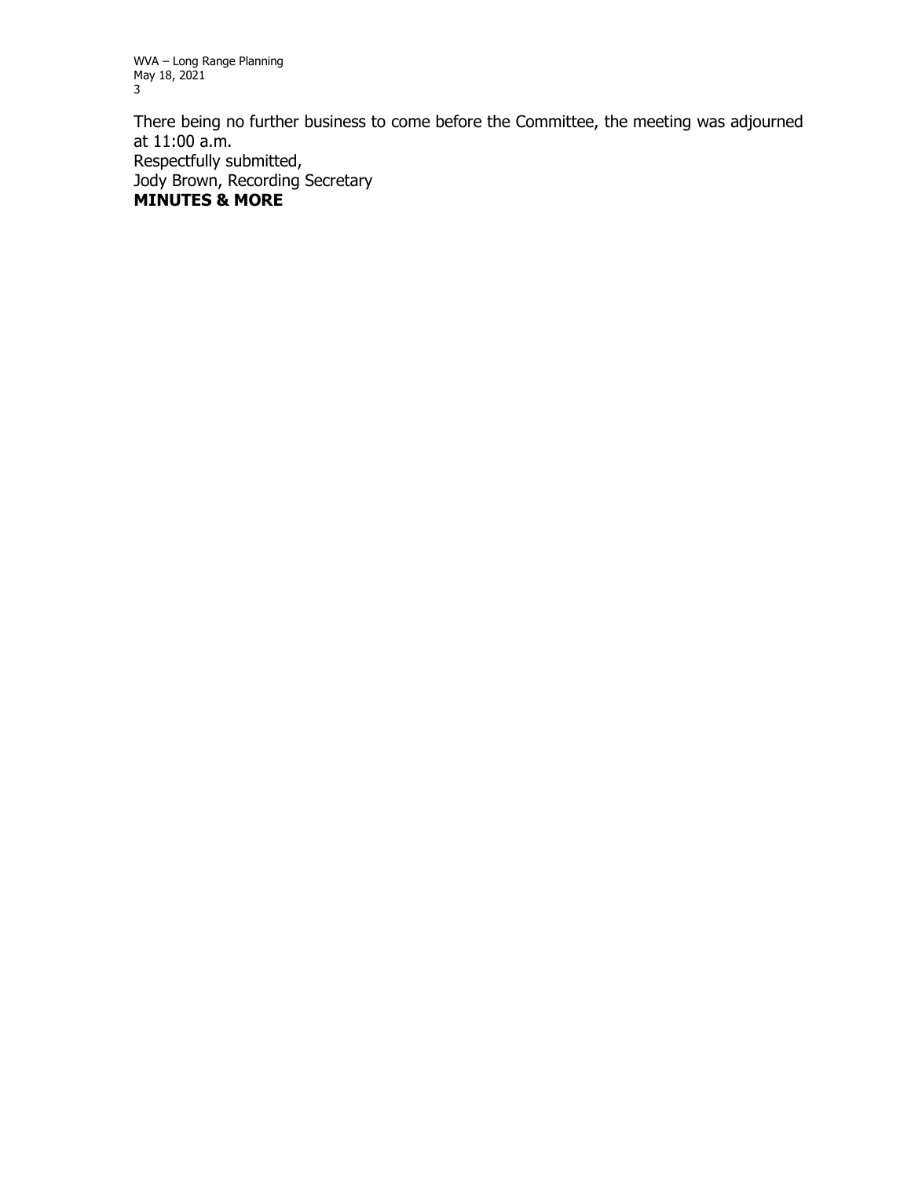There being no further business to come before the Committee, the meeting was adjourned at 11:00 a.m.

Respectfully submitted,

Jody Brown, Recording Secretary

**MINUTES & MORE**